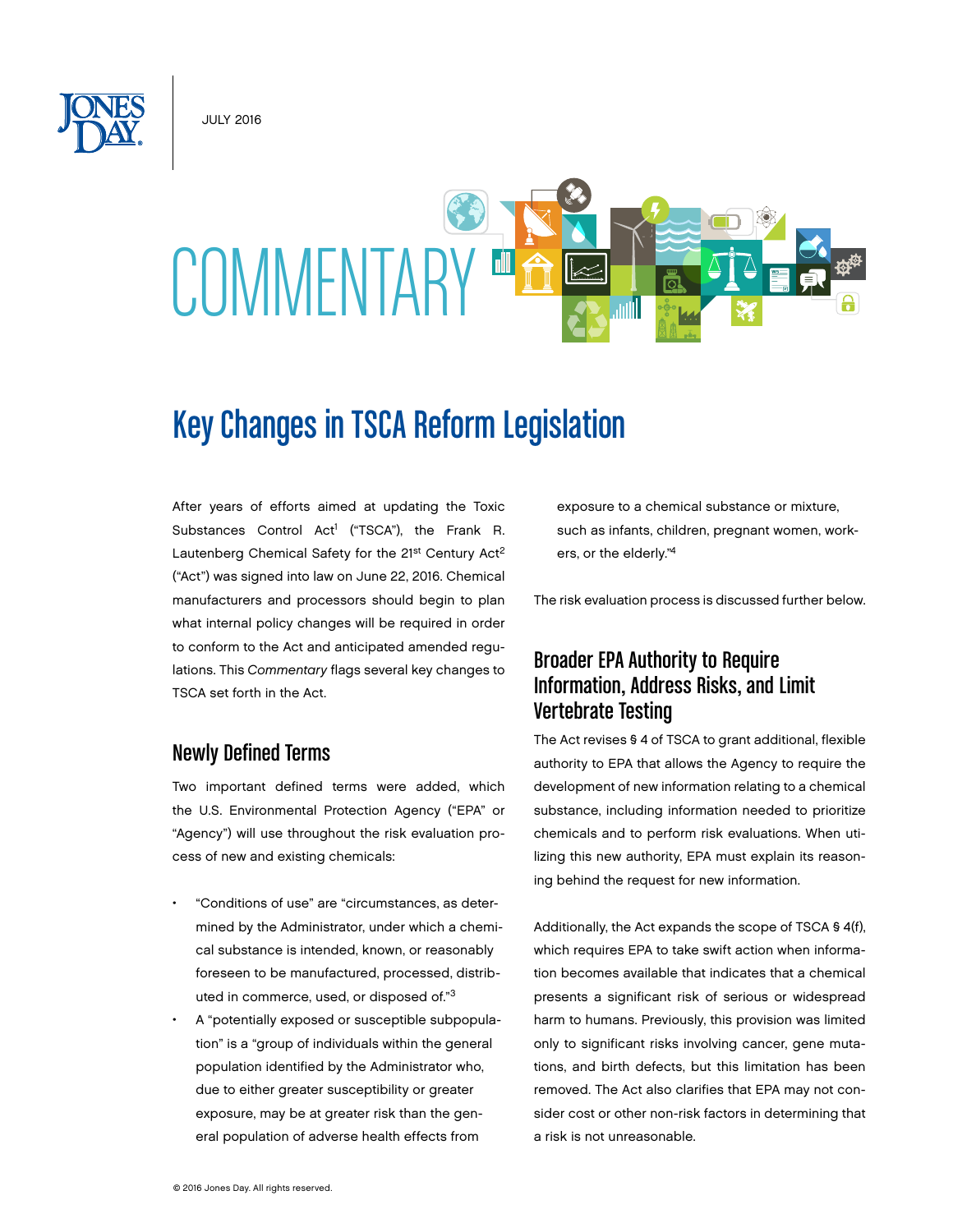JULY 2016

COMMENTARY

# Key Changes in TSCA Reform Legislation

After years of efforts aimed at updating the Toxic Substances Control Act[1] ("TSCA"), the Frank R. Lautenberg Chemical Safety for the 21st Century Act[2] ("Act") was signed into law on June 22, 2016. Chemical manufacturers and processors should begin to plan what internal policy changes will be required in order to conform to the Act and anticipated amended regulations. This *Commentary* flags several key changes to TSCA set forth in the Act.

## Newly Defined Terms

Two important defined terms were added, which the U.S. Environmental Protection Agency ("EPA" or "Agency") will use throughout the risk evaluation process of new and existing chemicals:

- "Conditions of use" are "circumstances, as determined by the Administrator, under which a chemical substance is intended, known, or reasonably foreseen to be manufactured, processed, distributed in commerce, used, or disposed of."[3]
- A "potentially exposed or susceptible subpopulation" is a "group of individuals within the general population identified by the Administrator who, due to either greater susceptibility or greater exposure, may be at greater risk than the general population of adverse health effects from exposure to a chemical substance or mixture, such as infants, children, pregnant women, workers, or the elderly."[4]

The risk evaluation process is discussed further below.

## Broader EPA Authority to Require Information, Address Risks, and Limit Vertebrate Testing

The Act revises § 4 of TSCA to grant additional, flexible authority to EPA that allows the Agency to require the development of new information relating to a chemical substance, including information needed to prioritize chemicals and to perform risk evaluations. When utilizing this new authority, EPA must explain its reasoning behind the request for new information.

Additionally, the Act expands the scope of TSCA § 4(f), which requires EPA to take swift action when information becomes available that indicates that a chemical presents a significant risk of serious or widespread harm to humans. Previously, this provision was limited only to significant risks involving cancer, gene mutations, and birth defects, but this limitation has been removed. The Act also clarifies that EPA may not consider cost or other non-risk factors in determining that a risk is not unreasonable.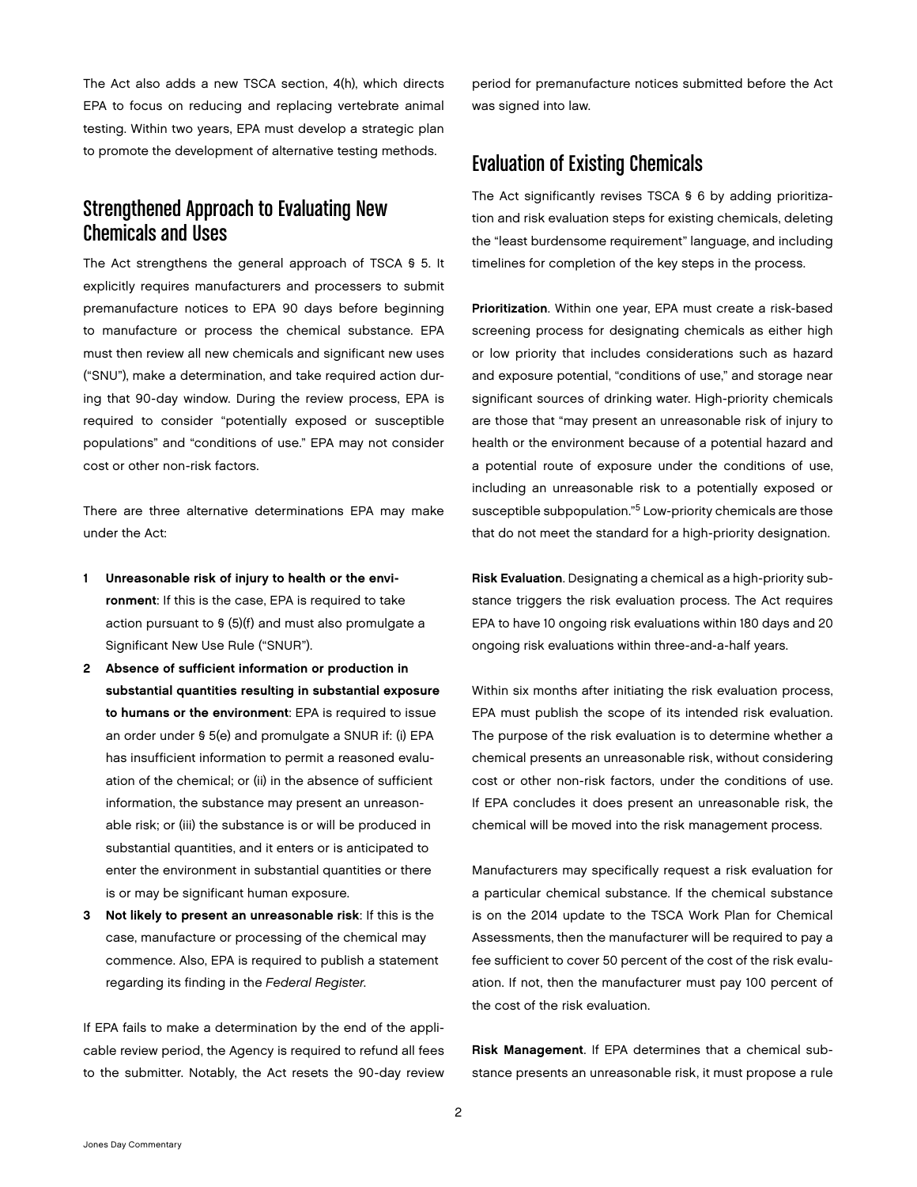The Act also adds a new TSCA section, 4(h), which directs EPA to focus on reducing and replacing vertebrate animal testing. Within two years, EPA must develop a strategic plan to promote the development of alternative testing methods.

## Strengthened Approach to Evaluating New Chemicals and Uses

The Act strengthens the general approach of TSCA § 5. It explicitly requires manufacturers and processers to submit premanufacture notices to EPA 90 days before beginning to manufacture or process the chemical substance. EPA must then review all new chemicals and significant new uses ("SNU"), make a determination, and take required action during that 90-day window. During the review process, EPA is required to consider "potentially exposed or susceptible populations" and "conditions of use." EPA may not consider cost or other non-risk factors.

There are three alternative determinations EPA may make under the Act:

1. **Unreasonable risk of injury to health or the environment**: If this is the case, EPA is required to take action pursuant to § (5)(f) and must also promulgate a Significant New Use Rule ("SNUR").
2. **Absence of sufficient information or production in substantial quantities resulting in substantial exposure to humans or the environment**: EPA is required to issue an order under § 5(e) and promulgate a SNUR if: (i) EPA has insufficient information to permit a reasoned evaluation of the chemical; or (ii) in the absence of sufficient information, the substance may present an unreasonable risk; or (iii) the substance is or will be produced in substantial quantities, and it enters or is anticipated to enter the environment in substantial quantities or there is or may be significant human exposure.
3. **Not likely to present an unreasonable risk**: If this is the case, manufacture or processing of the chemical may commence. Also, EPA is required to publish a statement regarding its finding in the *Federal Register*.

If EPA fails to make a determination by the end of the applicable review period, the Agency is required to refund all fees to the submitter. Notably, the Act resets the 90-day review period for premanufacture notices submitted before the Act was signed into law.

## Evaluation of Existing Chemicals

The Act significantly revises TSCA § 6 by adding prioritization and risk evaluation steps for existing chemicals, deleting the "least burdensome requirement" language, and including timelines for completion of the key steps in the process.

**Prioritization**. Within one year, EPA must create a risk-based screening process for designating chemicals as either high or low priority that includes considerations such as hazard and exposure potential, "conditions of use," and storage near significant sources of drinking water. High-priority chemicals are those that "may present an unreasonable risk of injury to health or the environment because of a potential hazard and a potential route of exposure under the conditions of use, including an unreasonable risk to a potentially exposed or susceptible subpopulation."[5] Low-priority chemicals are those that do not meet the standard for a high-priority designation.

**Risk Evaluation**. Designating a chemical as a high-priority substance triggers the risk evaluation process. The Act requires EPA to have 10 ongoing risk evaluations within 180 days and 20 ongoing risk evaluations within three-and-a-half years.

Within six months after initiating the risk evaluation process, EPA must publish the scope of its intended risk evaluation. The purpose of the risk evaluation is to determine whether a chemical presents an unreasonable risk, without considering cost or other non-risk factors, under the conditions of use. If EPA concludes it does present an unreasonable risk, the chemical will be moved into the risk management process.

Manufacturers may specifically request a risk evaluation for a particular chemical substance. If the chemical substance is on the 2014 update to the TSCA Work Plan for Chemical Assessments, then the manufacturer will be required to pay a fee sufficient to cover 50 percent of the cost of the risk evaluation. If not, then the manufacturer must pay 100 percent of the cost of the risk evaluation.

**Risk Management**. If EPA determines that a chemical substance presents an unreasonable risk, it must propose a rule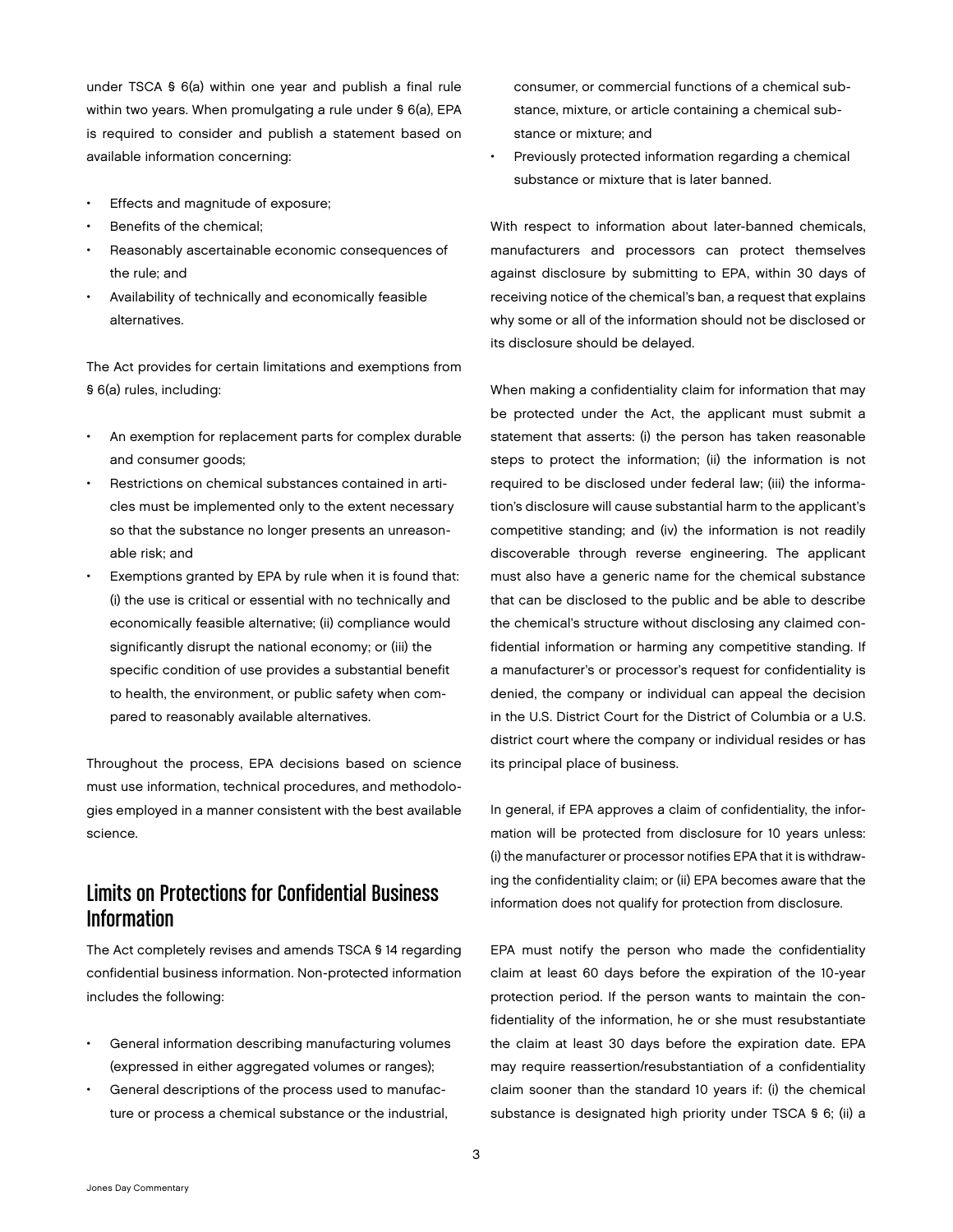under TSCA § 6(a) within one year and publish a final rule within two years. When promulgating a rule under § 6(a), EPA is required to consider and publish a statement based on available information concerning:

- Effects and magnitude of exposure;
- Benefits of the chemical;
- Reasonably ascertainable economic consequences of the rule; and
- Availability of technically and economically feasible alternatives.

The Act provides for certain limitations and exemptions from § 6(a) rules, including:

- An exemption for replacement parts for complex durable and consumer goods;
- Restrictions on chemical substances contained in articles must be implemented only to the extent necessary so that the substance no longer presents an unreasonable risk; and
- Exemptions granted by EPA by rule when it is found that: (i) the use is critical or essential with no technically and economically feasible alternative; (ii) compliance would significantly disrupt the national economy; or (iii) the specific condition of use provides a substantial benefit to health, the environment, or public safety when compared to reasonably available alternatives.

Throughout the process, EPA decisions based on science must use information, technical procedures, and methodologies employed in a manner consistent with the best available science.

## Limits on Protections for Confidential Business Information

The Act completely revises and amends TSCA § 14 regarding confidential business information. Non-protected information includes the following:

- General information describing manufacturing volumes (expressed in either aggregated volumes or ranges);
- General descriptions of the process used to manufacture or process a chemical substance or the industrial, consumer, or commercial functions of a chemical substance, mixture, or article containing a chemical substance or mixture; and
- Previously protected information regarding a chemical substance or mixture that is later banned.

With respect to information about later-banned chemicals, manufacturers and processors can protect themselves against disclosure by submitting to EPA, within 30 days of receiving notice of the chemical's ban, a request that explains why some or all of the information should not be disclosed or its disclosure should be delayed.

When making a confidentiality claim for information that may be protected under the Act, the applicant must submit a statement that asserts: (i) the person has taken reasonable steps to protect the information; (ii) the information is not required to be disclosed under federal law; (iii) the information's disclosure will cause substantial harm to the applicant's competitive standing; and (iv) the information is not readily discoverable through reverse engineering. The applicant must also have a generic name for the chemical substance that can be disclosed to the public and be able to describe the chemical's structure without disclosing any claimed confidential information or harming any competitive standing. If a manufacturer's or processor's request for confidentiality is denied, the company or individual can appeal the decision in the U.S. District Court for the District of Columbia or a U.S. district court where the company or individual resides or has its principal place of business.

In general, if EPA approves a claim of confidentiality, the information will be protected from disclosure for 10 years unless: (i) the manufacturer or processor notifies EPA that it is withdrawing the confidentiality claim; or (ii) EPA becomes aware that the information does not qualify for protection from disclosure.

EPA must notify the person who made the confidentiality claim at least 60 days before the expiration of the 10-year protection period. If the person wants to maintain the confidentiality of the information, he or she must resubstantiate the claim at least 30 days before the expiration date. EPA may require reassertion/resubstantiation of a confidentiality claim sooner than the standard 10 years if: (i) the chemical substance is designated high priority under TSCA § 6; (ii) a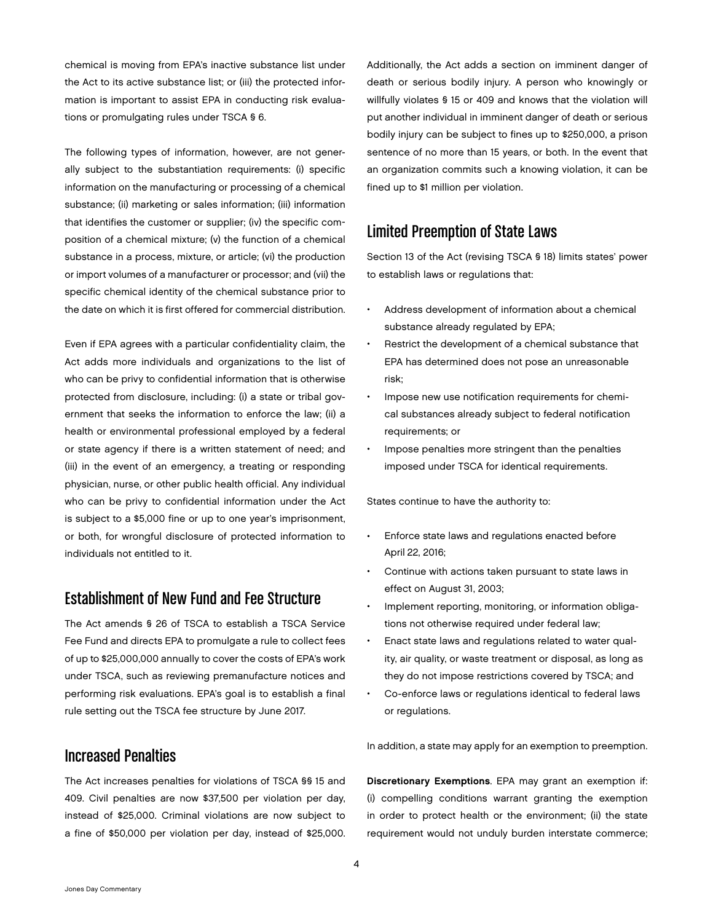chemical is moving from EPA's inactive substance list under the Act to its active substance list; or (iii) the protected information is important to assist EPA in conducting risk evaluations or promulgating rules under TSCA § 6.

The following types of information, however, are not generally subject to the substantiation requirements: (i) specific information on the manufacturing or processing of a chemical substance; (ii) marketing or sales information; (iii) information that identifies the customer or supplier; (iv) the specific composition of a chemical mixture; (v) the function of a chemical substance in a process, mixture, or article; (vi) the production or import volumes of a manufacturer or processor; and (vii) the specific chemical identity of the chemical substance prior to the date on which it is first offered for commercial distribution.

Even if EPA agrees with a particular confidentiality claim, the Act adds more individuals and organizations to the list of who can be privy to confidential information that is otherwise protected from disclosure, including: (i) a state or tribal government that seeks the information to enforce the law; (ii) a health or environmental professional employed by a federal or state agency if there is a written statement of need; and (iii) in the event of an emergency, a treating or responding physician, nurse, or other public health official. Any individual who can be privy to confidential information under the Act is subject to a $5,000 fine or up to one year's imprisonment, or both, for wrongful disclosure of protected information to individuals not entitled to it.

## Establishment of New Fund and Fee Structure

The Act amends § 26 of TSCA to establish a TSCA Service Fee Fund and directs EPA to promulgate a rule to collect fees of up to $25,000,000 annually to cover the costs of EPA's work under TSCA, such as reviewing premanufacture notices and performing risk evaluations. EPA's goal is to establish a final rule setting out the TSCA fee structure by June 2017.

## Increased Penalties

The Act increases penalties for violations of TSCA §§ 15 and 409. Civil penalties are now $37,500 per violation per day, instead of $25,000. Criminal violations are now subject to a fine of $50,000 per violation per day, instead of $25,000. Additionally, the Act adds a section on imminent danger of death or serious bodily injury. A person who knowingly or willfully violates § 15 or 409 and knows that the violation will put another individual in imminent danger of death or serious bodily injury can be subject to fines up to $250,000, a prison sentence of no more than 15 years, or both. In the event that an organization commits such a knowing violation, it can be fined up to $1 million per violation.

## Limited Preemption of State Laws

Section 13 of the Act (revising TSCA § 18) limits states' power to establish laws or regulations that:

- Address development of information about a chemical substance already regulated by EPA;
- Restrict the development of a chemical substance that EPA has determined does not pose an unreasonable risk;
- Impose new use notification requirements for chemical substances already subject to federal notification requirements; or
- Impose penalties more stringent than the penalties imposed under TSCA for identical requirements.

States continue to have the authority to:

- Enforce state laws and regulations enacted before April 22, 2016;
- Continue with actions taken pursuant to state laws in effect on August 31, 2003;
- Implement reporting, monitoring, or information obligations not otherwise required under federal law;
- Enact state laws and regulations related to water quality, air quality, or waste treatment or disposal, as long as they do not impose restrictions covered by TSCA; and
- Co-enforce laws or regulations identical to federal laws or regulations.

In addition, a state may apply for an exemption to preemption.

**Discretionary Exemptions**. EPA may grant an exemption if: (i) compelling conditions warrant granting the exemption in order to protect health or the environment; (ii) the state requirement would not unduly burden interstate commerce;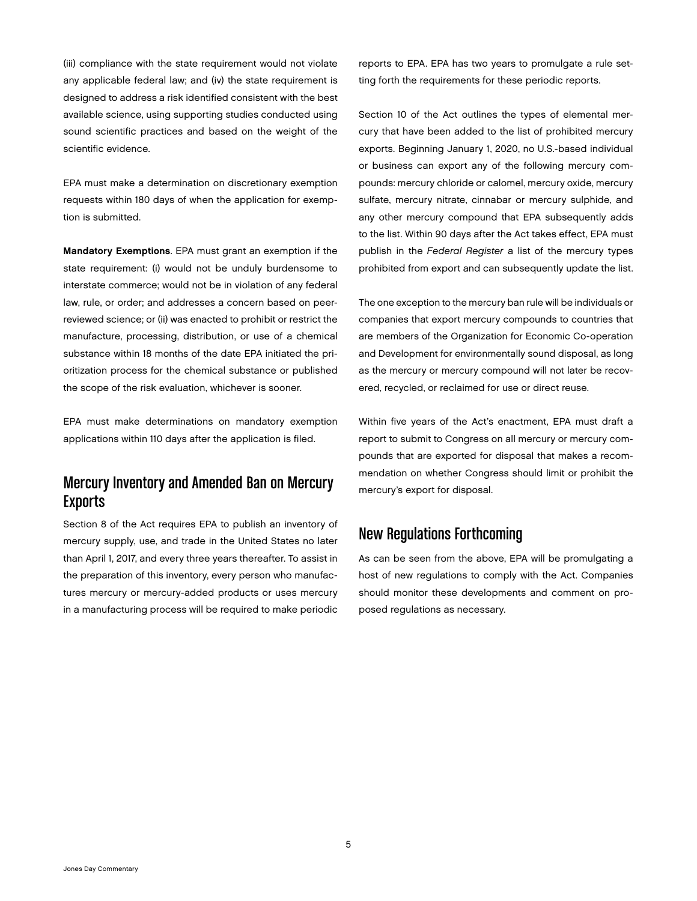(iii) compliance with the state requirement would not violate any applicable federal law; and (iv) the state requirement is designed to address a risk identified consistent with the best available science, using supporting studies conducted using sound scientific practices and based on the weight of the scientific evidence.

EPA must make a determination on discretionary exemption requests within 180 days of when the application for exemption is submitted.

**Mandatory Exemptions**. EPA must grant an exemption if the state requirement: (i) would not be unduly burdensome to interstate commerce; would not be in violation of any federal law, rule, or order; and addresses a concern based on peer-reviewed science; or (ii) was enacted to prohibit or restrict the manufacture, processing, distribution, or use of a chemical substance within 18 months of the date EPA initiated the prioritization process for the chemical substance or published the scope of the risk evaluation, whichever is sooner.

EPA must make determinations on mandatory exemption applications within 110 days after the application is filed.

## Mercury Inventory and Amended Ban on Mercury Exports

Section 8 of the Act requires EPA to publish an inventory of mercury supply, use, and trade in the United States no later than April 1, 2017, and every three years thereafter. To assist in the preparation of this inventory, every person who manufactures mercury or mercury-added products or uses mercury in a manufacturing process will be required to make periodic reports to EPA. EPA has two years to promulgate a rule setting forth the requirements for these periodic reports.

Section 10 of the Act outlines the types of elemental mercury that have been added to the list of prohibited mercury exports. Beginning January 1, 2020, no U.S.-based individual or business can export any of the following mercury compounds: mercury chloride or calomel, mercury oxide, mercury sulfate, mercury nitrate, cinnabar or mercury sulphide, and any other mercury compound that EPA subsequently adds to the list. Within 90 days after the Act takes effect, EPA must publish in the *Federal Register* a list of the mercury types prohibited from export and can subsequently update the list.

The one exception to the mercury ban rule will be individuals or companies that export mercury compounds to countries that are members of the Organization for Economic Co-operation and Development for environmentally sound disposal, as long as the mercury or mercury compound will not later be recovered, recycled, or reclaimed for use or direct reuse.

Within five years of the Act's enactment, EPA must draft a report to submit to Congress on all mercury or mercury compounds that are exported for disposal that makes a recommendation on whether Congress should limit or prohibit the mercury's export for disposal.

## New Regulations Forthcoming

As can be seen from the above, EPA will be promulgating a host of new regulations to comply with the Act. Companies should monitor these developments and comment on proposed regulations as necessary.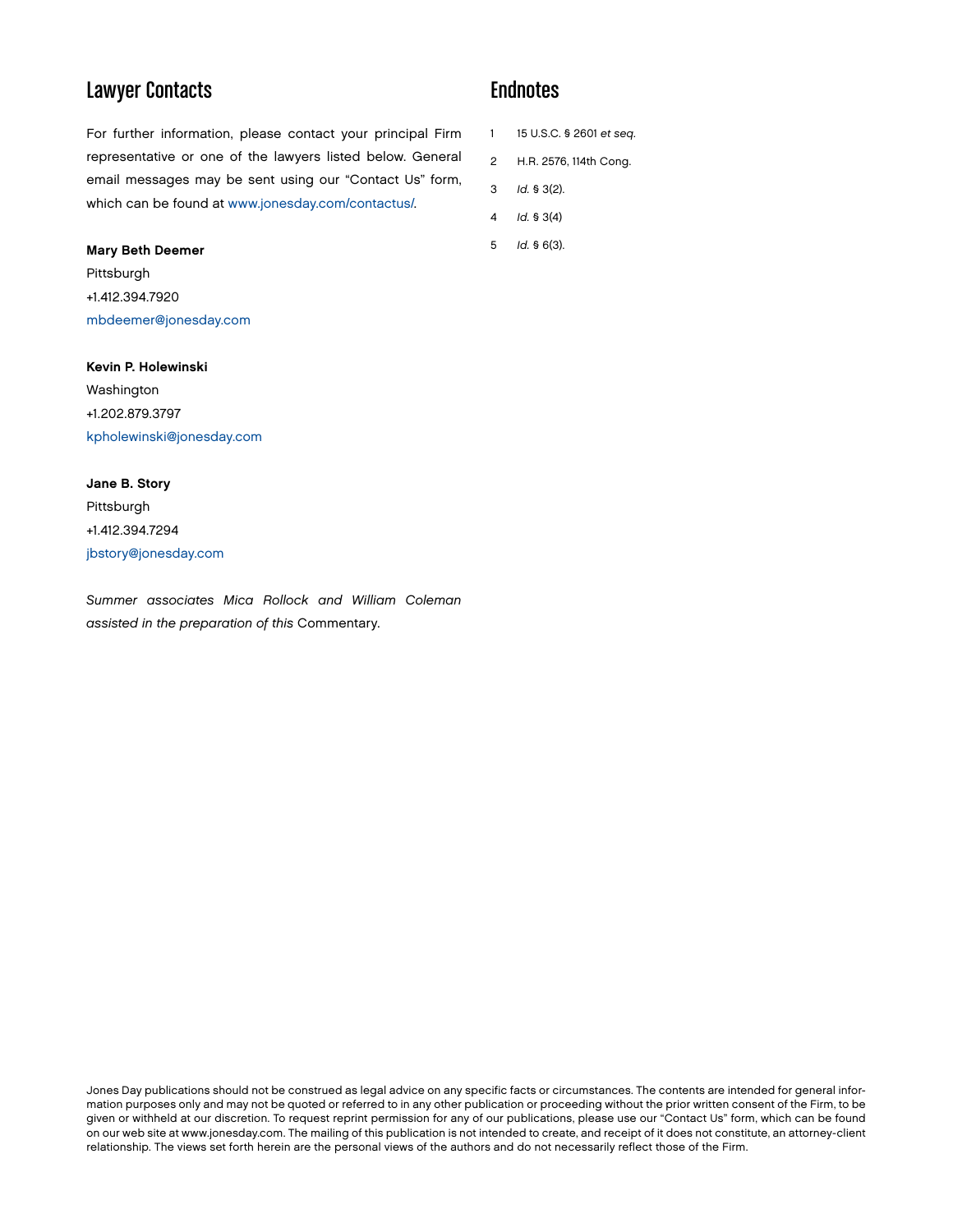## Lawyer Contacts

For further information, please contact your principal Firm representative or one of the lawyers listed below. General email messages may be sent using our "Contact Us" form, which can be found at www.jonesday.com/contactus/.

**Mary Beth Deemer**
Pittsburgh
+1.412.394.7920
mbdeemer@jonesday.com

**Kevin P. Holewinski**
Washington
+1.202.879.3797
kpholewinski@jonesday.com

**Jane B. Story**
Pittsburgh
+1.412.394.7294
jbstory@jonesday.com

*Summer associates Mica Rollock and William Coleman assisted in the preparation of this* Commentary.

## Endnotes

1. 15 U.S.C. § 2601 *et seq.*
2. H.R. 2576, 114th Cong.
3. *Id.* § 3(2).
4. *Id.* § 3(4)
5. *Id.* § 6(3).

Jones Day publications should not be construed as legal advice on any specific facts or circumstances. The contents are intended for general information purposes only and may not be quoted or referred to in any other publication or proceeding without the prior written consent of the Firm, to be given or withheld at our discretion. To request reprint permission for any of our publications, please use our "Contact Us" form, which can be found on our web site at www.jonesday.com. The mailing of this publication is not intended to create, and receipt of it does not constitute, an attorney-client relationship. The views set forth herein are the personal views of the authors and do not necessarily reflect those of the Firm.